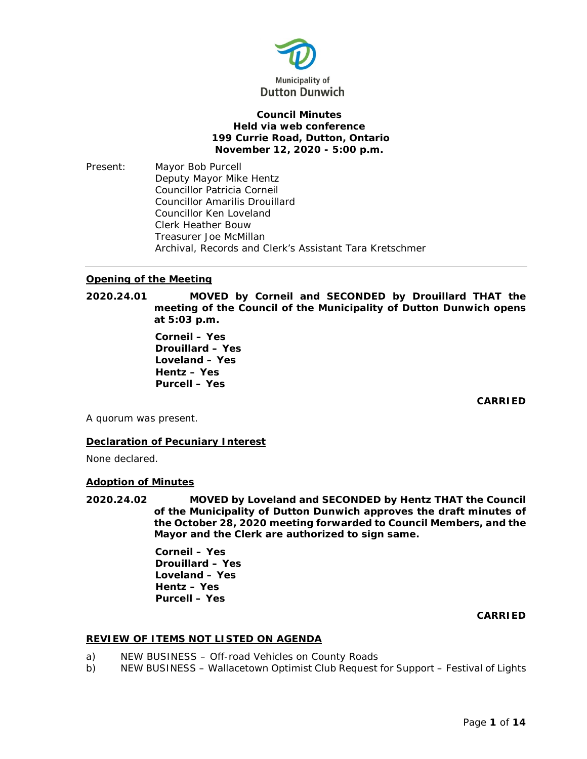Municipality of
Dutton Dunwich

**Council Minutes**
**Held via web conference**
**199 Currie Road, Dutton, Ontario**
**November 12, 2020 - 5:00 p.m.**

Present: Mayor Bob Purcell
Deputy Mayor Mike Hentz
Councillor Patricia Corneil
Councillor Amarilis Drouillard
Councillor Ken Loveland
Clerk Heather Bouw
Treasurer Joe McMillan
Archival, Records and Clerk's Assistant Tara Kretschmer

---

**Opening of the Meeting**

**2020.24.01 MOVED by Corneil and SECONDED by Drouillard THAT the meeting of the Council of the Municipality of Dutton Dunwich opens at 5:03 p.m.**

**Corneil – Yes**
**Drouillard – Yes**
**Loveland – Yes**
**Hentz – Yes**
**Purcell – Yes**

**CARRIED**

A quorum was present.

**Declaration of Pecuniary Interest**

None declared.

**Adoption of Minutes**

**2020.24.02 MOVED by Loveland and SECONDED by Hentz THAT the Council of the Municipality of Dutton Dunwich approves the draft minutes of the October 28, 2020 meeting forwarded to Council Members, and the Mayor and the Clerk are authorized to sign same.**

**Corneil – Yes**
**Drouillard – Yes**
**Loveland – Yes**
**Hentz – Yes**
**Purcell – Yes**

**CARRIED**

**REVIEW OF ITEMS NOT LISTED ON AGENDA**

a) NEW BUSINESS – Off-road Vehicles on County Roads
b) NEW BUSINESS – Wallacetown Optimist Club Request for Support – Festival of Lights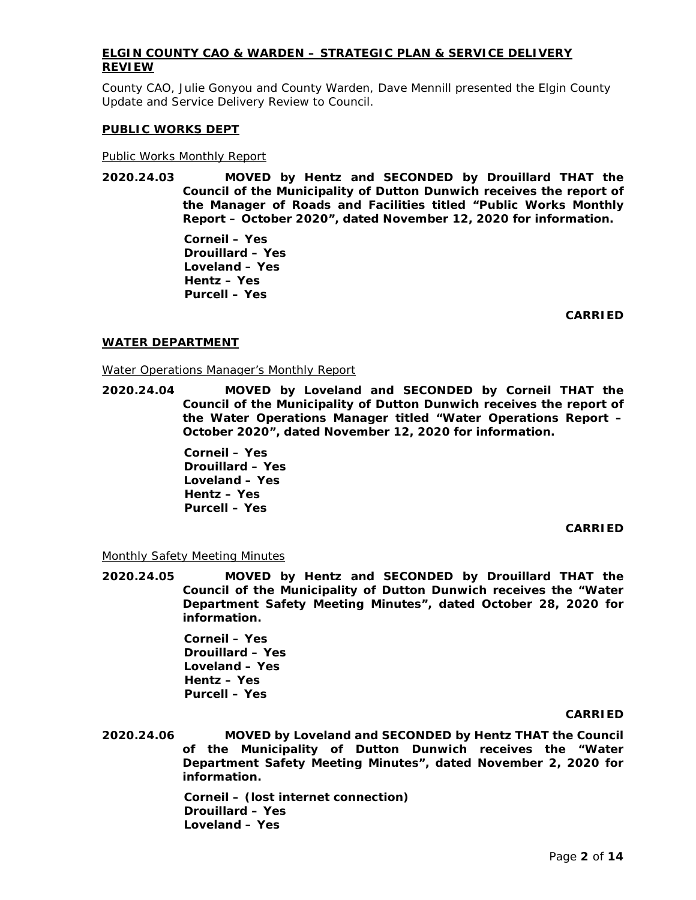## ELGIN COUNTY CAO & WARDEN – STRATEGIC PLAN & SERVICE DELIVERY REVIEW

County CAO, Julie Gonyou and County Warden, Dave Mennill presented the Elgin County Update and Service Delivery Review to Council.

## PUBLIC WORKS DEPT

Public Works Monthly Report

**2020.24.03 MOVED by Hentz and SECONDED by Drouillard THAT the Council of the Municipality of Dutton Dunwich receives the report of the Manager of Roads and Facilities titled "Public Works Monthly Report – October 2020", dated November 12, 2020 for information.**

**Corneil – Yes**
**Drouillard – Yes**
**Loveland – Yes**
**Hentz – Yes**
**Purcell – Yes**

**CARRIED**

## WATER DEPARTMENT

Water Operations Manager's Monthly Report

**2020.24.04 MOVED by Loveland and SECONDED by Corneil THAT the Council of the Municipality of Dutton Dunwich receives the report of the Water Operations Manager titled "Water Operations Report – October 2020", dated November 12, 2020 for information.**

**Corneil – Yes**
**Drouillard – Yes**
**Loveland – Yes**
**Hentz – Yes**
**Purcell – Yes**

**CARRIED**

Monthly Safety Meeting Minutes

**2020.24.05 MOVED by Hentz and SECONDED by Drouillard THAT the Council of the Municipality of Dutton Dunwich receives the "Water Department Safety Meeting Minutes", dated October 28, 2020 for information.**

**Corneil – Yes**
**Drouillard – Yes**
**Loveland – Yes**
**Hentz – Yes**
**Purcell – Yes**

**CARRIED**

**2020.24.06 MOVED by Loveland and SECONDED by Hentz THAT the Council of the Municipality of Dutton Dunwich receives the "Water Department Safety Meeting Minutes", dated November 2, 2020 for information.**

**Corneil – (lost internet connection)**
**Drouillard – Yes**
**Loveland – Yes**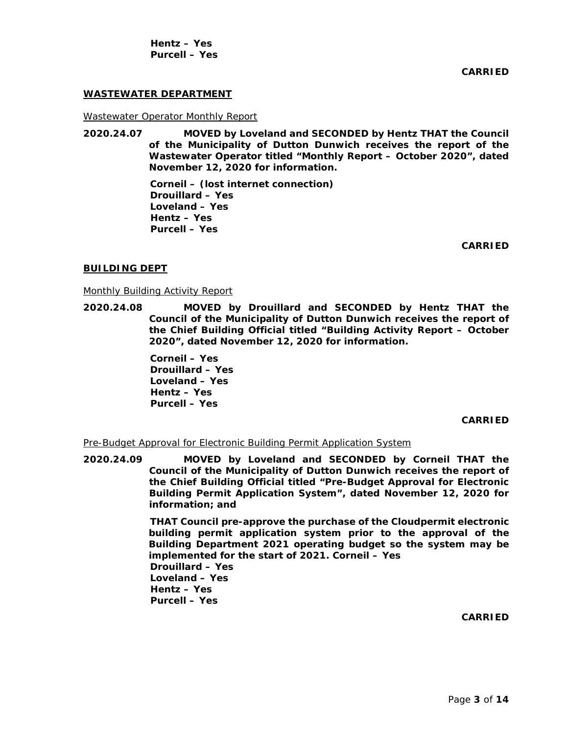**Hentz – Yes**
**Purcell – Yes**

**CARRIED**

## WASTEWATER DEPARTMENT

Wastewater Operator Monthly Report

**2020.24.07 MOVED by Loveland and SECONDED by Hentz THAT the Council of the Municipality of Dutton Dunwich receives the report of the Wastewater Operator titled "Monthly Report – October 2020", dated November 12, 2020 for information.**

**Corneil – (lost internet connection)**
**Drouillard – Yes**
**Loveland – Yes**
**Hentz – Yes**
**Purcell – Yes**

**CARRIED**

## BUILDING DEPT

Monthly Building Activity Report

**2020.24.08 MOVED by Drouillard and SECONDED by Hentz THAT the Council of the Municipality of Dutton Dunwich receives the report of the Chief Building Official titled "Building Activity Report – October 2020", dated November 12, 2020 for information.**

**Corneil – Yes**
**Drouillard – Yes**
**Loveland – Yes**
**Hentz – Yes**
**Purcell – Yes**

**CARRIED**

Pre-Budget Approval for Electronic Building Permit Application System

**2020.24.09 MOVED by Loveland and SECONDED by Corneil THAT the Council of the Municipality of Dutton Dunwich receives the report of the Chief Building Official titled "Pre-Budget Approval for Electronic Building Permit Application System", dated November 12, 2020 for information; and**

**THAT Council pre-approve the purchase of the Cloudpermit electronic building permit application system prior to the approval of the Building Department 2021 operating budget so the system may be implemented for the start of 2021. Corneil – Yes**
**Drouillard – Yes**
**Loveland – Yes**
**Hentz – Yes**
**Purcell – Yes**

**CARRIED**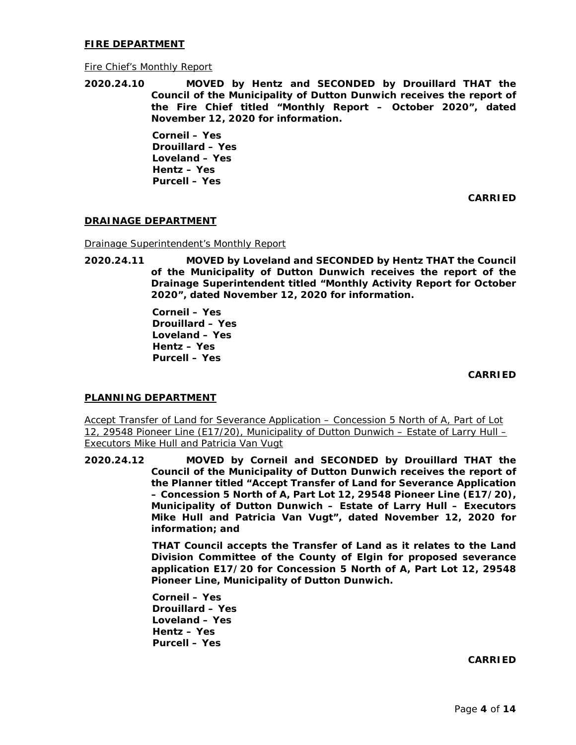**FIRE DEPARTMENT**

Fire Chief's Monthly Report

**2020.24.10 MOVED by Hentz and SECONDED by Drouillard THAT the Council of the Municipality of Dutton Dunwich receives the report of the Fire Chief titled "Monthly Report – October 2020", dated November 12, 2020 for information.**

**Corneil – Yes**
**Drouillard – Yes**
**Loveland – Yes**
**Hentz – Yes**
**Purcell – Yes**

**CARRIED**

**DRAINAGE DEPARTMENT**

Drainage Superintendent's Monthly Report

**2020.24.11 MOVED by Loveland and SECONDED by Hentz THAT the Council of the Municipality of Dutton Dunwich receives the report of the Drainage Superintendent titled "Monthly Activity Report for October 2020", dated November 12, 2020 for information.**

**Corneil – Yes**
**Drouillard – Yes**
**Loveland – Yes**
**Hentz – Yes**
**Purcell – Yes**

**CARRIED**

**PLANNING DEPARTMENT**

Accept Transfer of Land for Severance Application – Concession 5 North of A, Part of Lot 12, 29548 Pioneer Line (E17/20), Municipality of Dutton Dunwich – Estate of Larry Hull – Executors Mike Hull and Patricia Van Vugt

**2020.24.12 MOVED by Corneil and SECONDED by Drouillard THAT the Council of the Municipality of Dutton Dunwich receives the report of the Planner titled "Accept Transfer of Land for Severance Application – Concession 5 North of A, Part Lot 12, 29548 Pioneer Line (E17/20), Municipality of Dutton Dunwich – Estate of Larry Hull – Executors Mike Hull and Patricia Van Vugt", dated November 12, 2020 for information; and**

**THAT Council accepts the Transfer of Land as it relates to the Land Division Committee of the County of Elgin for proposed severance application E17/20 for Concession 5 North of A, Part Lot 12, 29548 Pioneer Line, Municipality of Dutton Dunwich.**

**Corneil – Yes**
**Drouillard – Yes**
**Loveland – Yes**
**Hentz – Yes**
**Purcell – Yes**

**CARRIED**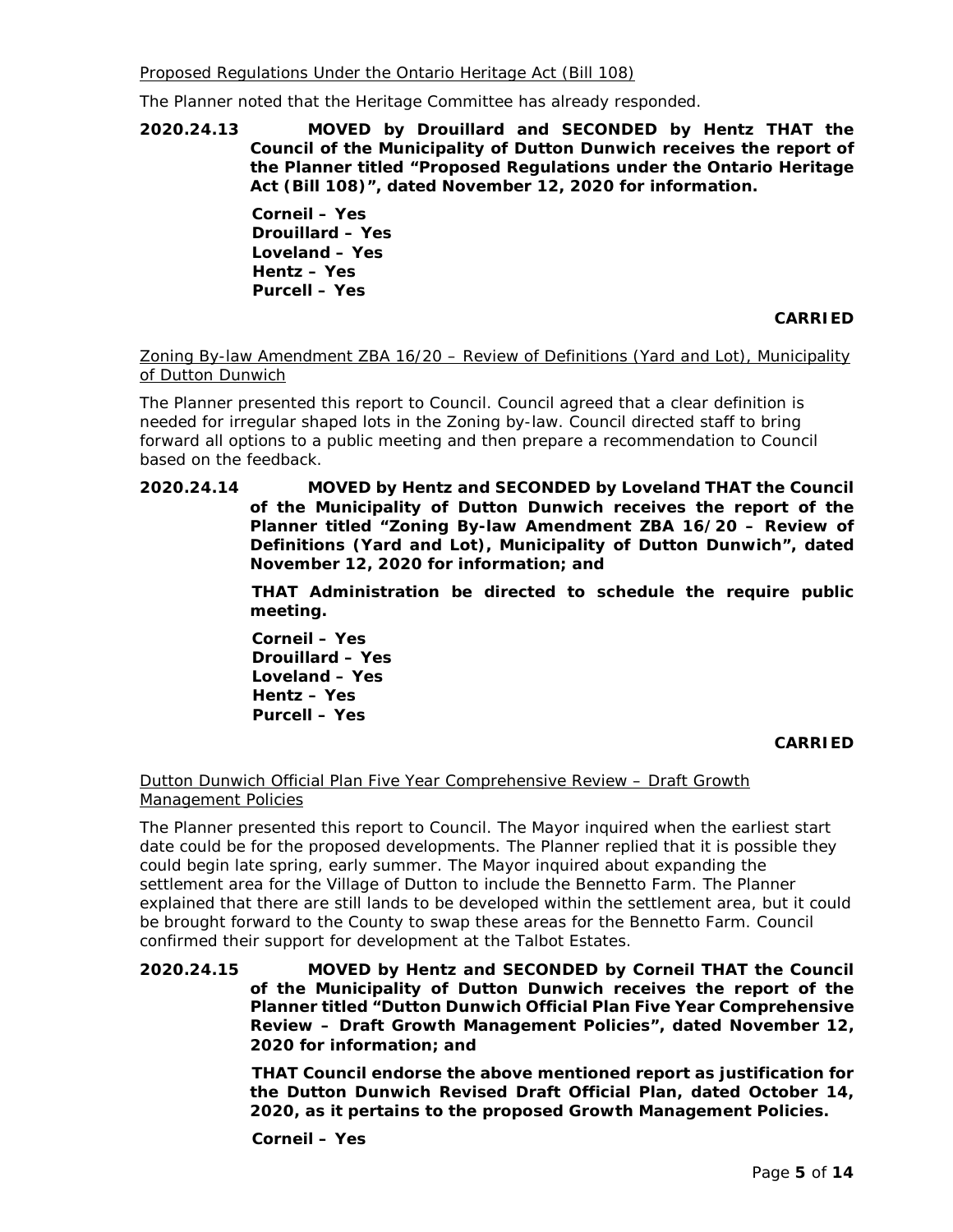Proposed Regulations Under the Ontario Heritage Act (Bill 108)

The Planner noted that the Heritage Committee has already responded.

**2020.24.13 MOVED by Drouillard and SECONDED by Hentz THAT the Council of the Municipality of Dutton Dunwich receives the report of the Planner titled "Proposed Regulations under the Ontario Heritage Act (Bill 108)", dated November 12, 2020 for information.**

**Corneil – Yes**
**Drouillard – Yes**
**Loveland – Yes**
**Hentz – Yes**
**Purcell – Yes**

**CARRIED**

Zoning By-law Amendment ZBA 16/20 – Review of Definitions (Yard and Lot), Municipality of Dutton Dunwich

The Planner presented this report to Council. Council agreed that a clear definition is needed for irregular shaped lots in the Zoning by-law. Council directed staff to bring forward all options to a public meeting and then prepare a recommendation to Council based on the feedback.

**2020.24.14 MOVED by Hentz and SECONDED by Loveland THAT the Council of the Municipality of Dutton Dunwich receives the report of the Planner titled "Zoning By-law Amendment ZBA 16/20 – Review of Definitions (Yard and Lot), Municipality of Dutton Dunwich", dated November 12, 2020 for information; and**

**THAT Administration be directed to schedule the require public meeting.**

**Corneil – Yes**
**Drouillard – Yes**
**Loveland – Yes**
**Hentz – Yes**
**Purcell – Yes**

**CARRIED**

Dutton Dunwich Official Plan Five Year Comprehensive Review – Draft Growth Management Policies

The Planner presented this report to Council. The Mayor inquired when the earliest start date could be for the proposed developments. The Planner replied that it is possible they could begin late spring, early summer. The Mayor inquired about expanding the settlement area for the Village of Dutton to include the Bennetto Farm. The Planner explained that there are still lands to be developed within the settlement area, but it could be brought forward to the County to swap these areas for the Bennetto Farm. Council confirmed their support for development at the Talbot Estates.

**2020.24.15 MOVED by Hentz and SECONDED by Corneil THAT the Council of the Municipality of Dutton Dunwich receives the report of the Planner titled "Dutton Dunwich Official Plan Five Year Comprehensive Review – Draft Growth Management Policies", dated November 12, 2020 for information; and**

**THAT Council endorse the above mentioned report as justification for the Dutton Dunwich Revised Draft Official Plan, dated October 14, 2020, as it pertains to the proposed Growth Management Policies.**

**Corneil – Yes**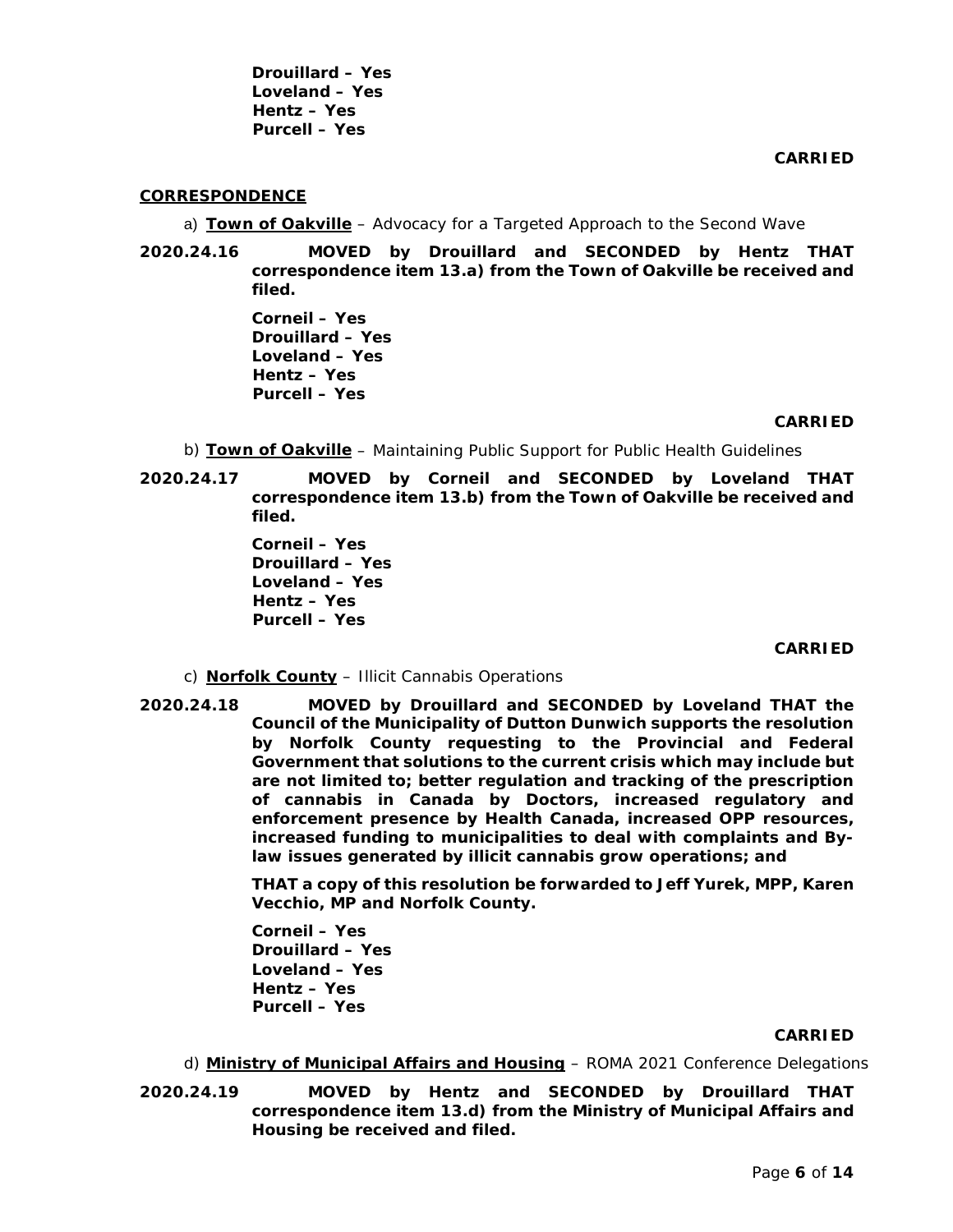**Drouillard – Yes**
**Loveland – Yes**
**Hentz – Yes**
**Purcell – Yes**

**CARRIED**

## CORRESPONDENCE

a) **Town of Oakville** – Advocacy for a Targeted Approach to the Second Wave

**2020.24.16 MOVED by Drouillard and SECONDED by Hentz THAT correspondence item 13.a) from the Town of Oakville be received and filed.**

**Corneil – Yes**
**Drouillard – Yes**
**Loveland – Yes**
**Hentz – Yes**
**Purcell – Yes**

**CARRIED**

b) **Town of Oakville** – Maintaining Public Support for Public Health Guidelines

**2020.24.17 MOVED by Corneil and SECONDED by Loveland THAT correspondence item 13.b) from the Town of Oakville be received and filed.**

**Corneil – Yes**
**Drouillard – Yes**
**Loveland – Yes**
**Hentz – Yes**
**Purcell – Yes**

**CARRIED**

c) **Norfolk County** – Illicit Cannabis Operations

**2020.24.18 MOVED by Drouillard and SECONDED by Loveland THAT the Council of the Municipality of Dutton Dunwich supports the resolution by Norfolk County requesting to the Provincial and Federal Government that solutions to the current crisis which may include but are not limited to; better regulation and tracking of the prescription of cannabis in Canada by Doctors, increased regulatory and enforcement presence by Health Canada, increased OPP resources, increased funding to municipalities to deal with complaints and By-law issues generated by illicit cannabis grow operations; and**

**THAT a copy of this resolution be forwarded to Jeff Yurek, MPP, Karen Vecchio, MP and Norfolk County.**

**Corneil – Yes**
**Drouillard – Yes**
**Loveland – Yes**
**Hentz – Yes**
**Purcell – Yes**

**CARRIED**

d) **Ministry of Municipal Affairs and Housing** – ROMA 2021 Conference Delegations

**2020.24.19 MOVED by Hentz and SECONDED by Drouillard THAT correspondence item 13.d) from the Ministry of Municipal Affairs and Housing be received and filed.**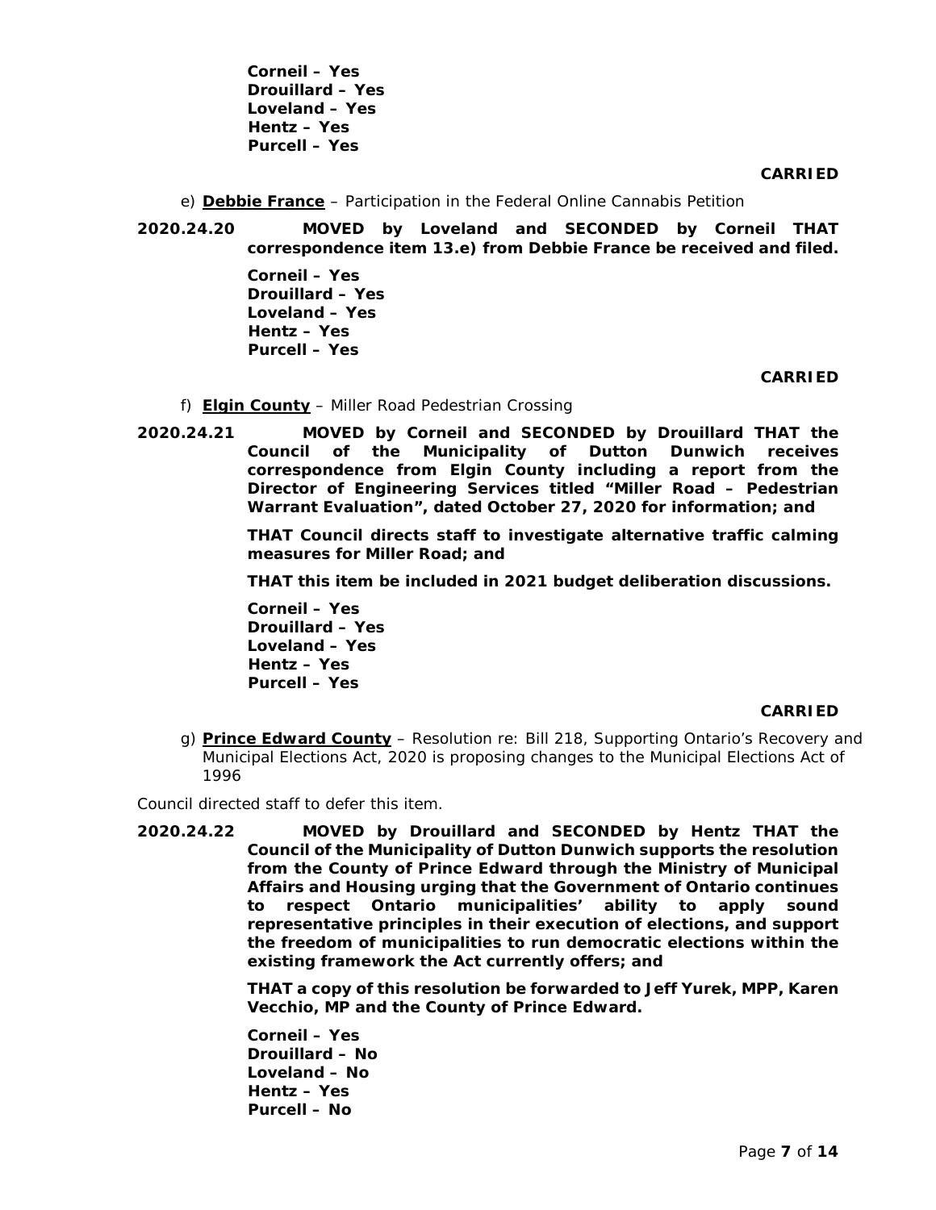**Corneil – Yes**
**Drouillard – Yes**
**Loveland – Yes**
**Hentz – Yes**
**Purcell – Yes**

**CARRIED**

e) **Debbie France** – Participation in the Federal Online Cannabis Petition

**2020.24.20 MOVED by Loveland and SECONDED by Corneil THAT correspondence item 13.e) from Debbie France be received and filed.**

**Corneil – Yes**
**Drouillard – Yes**
**Loveland – Yes**
**Hentz – Yes**
**Purcell – Yes**

**CARRIED**

f) **Elgin County** – Miller Road Pedestrian Crossing

**2020.24.21 MOVED by Corneil and SECONDED by Drouillard THAT the Council of the Municipality of Dutton Dunwich receives correspondence from Elgin County including a report from the Director of Engineering Services titled "Miller Road – Pedestrian Warrant Evaluation", dated October 27, 2020 for information; and**

**THAT Council directs staff to investigate alternative traffic calming measures for Miller Road; and**

**THAT this item be included in 2021 budget deliberation discussions.**

**Corneil – Yes**
**Drouillard – Yes**
**Loveland – Yes**
**Hentz – Yes**
**Purcell – Yes**

**CARRIED**

g) **Prince Edward County** – *Resolution re: Bill 218, Supporting Ontario's Recovery and Municipal Elections Act, 2020 is proposing changes to the Municipal Elections Act of 1996*

*Council directed staff to defer this item.*

**2020.24.22 MOVED by Drouillard and SECONDED by Hentz THAT the Council of the Municipality of Dutton Dunwich supports the resolution from the County of Prince Edward through the Ministry of Municipal Affairs and Housing urging that the Government of Ontario continues to respect Ontario municipalities' ability to apply sound representative principles in their execution of elections, and support the freedom of municipalities to run democratic elections within the existing framework the Act currently offers; and**

**THAT a copy of this resolution be forwarded to Jeff Yurek, MPP, Karen Vecchio, MP and the County of Prince Edward.**

**Corneil – Yes**
**Drouillard – No**
**Loveland – No**
**Hentz – Yes**
**Purcell – No**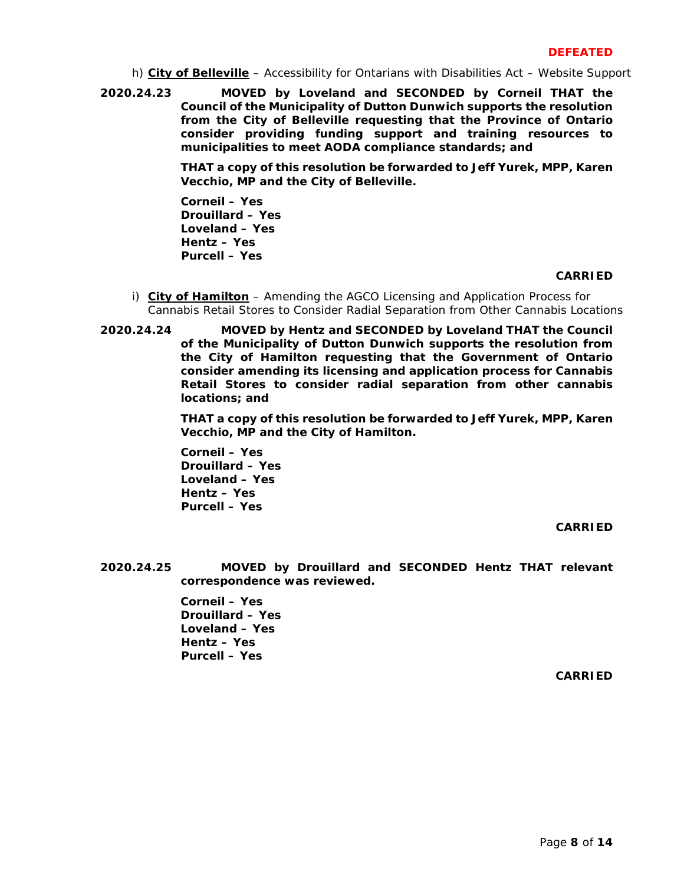**DEFEATED**

h) **City of Belleville** – Accessibility for Ontarians with Disabilities Act – Website Support

**2020.24.23 MOVED by Loveland and SECONDED by Corneil THAT the Council of the Municipality of Dutton Dunwich supports the resolution from the City of Belleville requesting that the Province of Ontario consider providing funding support and training resources to municipalities to meet AODA compliance standards; and**

**THAT a copy of this resolution be forwarded to Jeff Yurek, MPP, Karen Vecchio, MP and the City of Belleville.**

**Corneil – Yes**
**Drouillard – Yes**
**Loveland – Yes**
**Hentz – Yes**
**Purcell – Yes**

**CARRIED**

i) **City of Hamilton** – Amending the AGCO Licensing and Application Process for Cannabis Retail Stores to Consider Radial Separation from Other Cannabis Locations

**2020.24.24 MOVED by Hentz and SECONDED by Loveland THAT the Council of the Municipality of Dutton Dunwich supports the resolution from the City of Hamilton requesting that the Government of Ontario consider amending its licensing and application process for Cannabis Retail Stores to consider radial separation from other cannabis locations; and**

**THAT a copy of this resolution be forwarded to Jeff Yurek, MPP, Karen Vecchio, MP and the City of Hamilton.**

**Corneil – Yes**
**Drouillard – Yes**
**Loveland – Yes**
**Hentz – Yes**
**Purcell – Yes**

**CARRIED**

**2020.24.25 MOVED by Drouillard and SECONDED Hentz THAT relevant correspondence was reviewed.**

**Corneil – Yes**
**Drouillard – Yes**
**Loveland – Yes**
**Hentz – Yes**
**Purcell – Yes**

**CARRIED**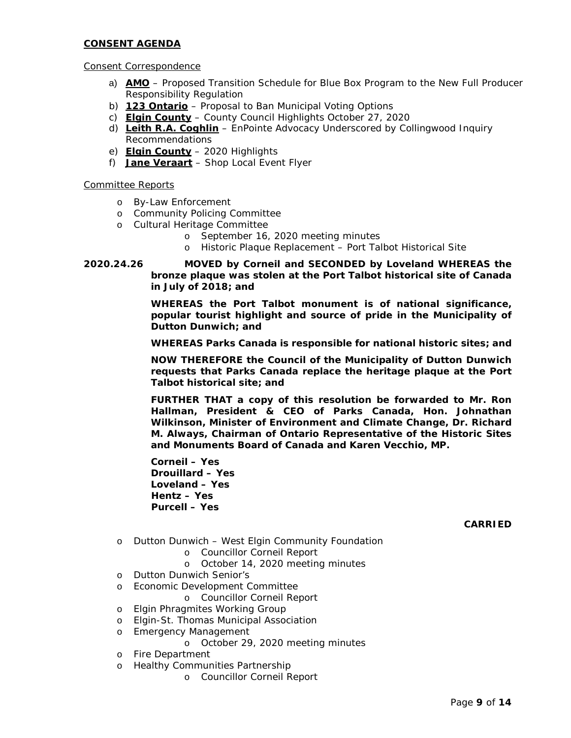**CONSENT AGENDA**

Consent Correspondence

a) **AMO** – Proposed Transition Schedule for Blue Box Program to the New Full Producer Responsibility Regulation
b) **123 Ontario** – Proposal to Ban Municipal Voting Options
c) **Elgin County** – County Council Highlights October 27, 2020
d) **Leith R.A. Coghlin** – EnPointe Advocacy Underscored by Collingwood Inquiry Recommendations
e) **Elgin County** – 2020 Highlights
f) **Jane Veraart** – Shop Local Event Flyer

Committee Reports

- By-Law Enforcement
- Community Policing Committee
- Cultural Heritage Committee
  - September 16, 2020 meeting minutes
  - Historic Plaque Replacement – Port Talbot Historical Site

**2020.24.26** **MOVED by Corneil and SECONDED by Loveland WHEREAS the bronze plaque was stolen at the Port Talbot historical site of Canada in July of 2018; and**

**WHEREAS the Port Talbot monument is of national significance, popular tourist highlight and source of pride in the Municipality of Dutton Dunwich; and**

**WHEREAS Parks Canada is responsible for national historic sites; and**

**NOW THEREFORE the Council of the Municipality of Dutton Dunwich requests that Parks Canada replace the heritage plaque at the Port Talbot historical site; and**

**FURTHER THAT a copy of this resolution be forwarded to Mr. Ron Hallman, President & CEO of Parks Canada, Hon. Johnathan Wilkinson, Minister of Environment and Climate Change, Dr. Richard M. Always, Chairman of Ontario Representative of the Historic Sites and Monuments Board of Canada and Karen Vecchio, MP.**

**Corneil – Yes**
**Drouillard – Yes**
**Loveland – Yes**
**Hentz – Yes**
**Purcell – Yes**

**CARRIED**

- Dutton Dunwich – West Elgin Community Foundation
  - Councillor Corneil Report
  - October 14, 2020 meeting minutes
- Dutton Dunwich Senior's
- Economic Development Committee
  - Councillor Corneil Report
- Elgin Phragmites Working Group
- Elgin-St. Thomas Municipal Association
- Emergency Management
  - October 29, 2020 meeting minutes
- Fire Department
- Healthy Communities Partnership
  - Councillor Corneil Report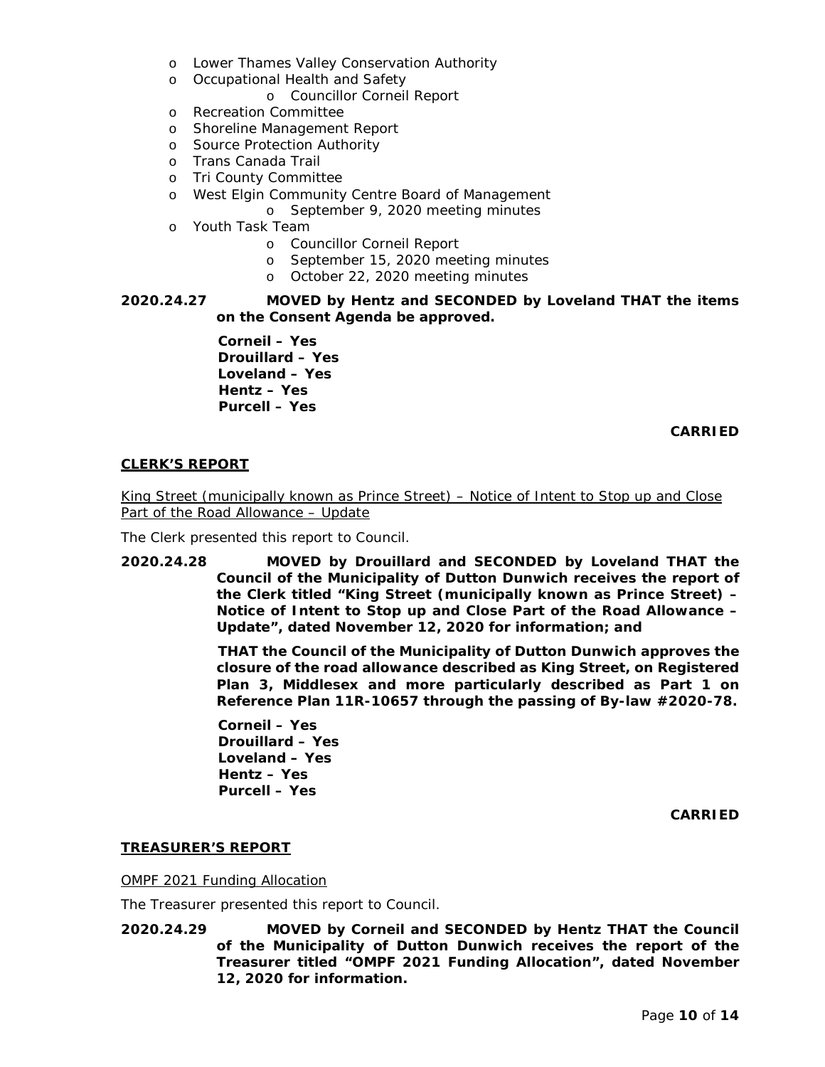- Lower Thames Valley Conservation Authority
- Occupational Health and Safety
    - Councillor Corneil Report
- Recreation Committee
- Shoreline Management Report
- Source Protection Authority
- Trans Canada Trail
- Tri County Committee
- West Elgin Community Centre Board of Management
    - September 9, 2020 meeting minutes
- Youth Task Team
    - Councillor Corneil Report
    - September 15, 2020 meeting minutes
    - October 22, 2020 meeting minutes

**2020.24.27 MOVED by Hentz and SECONDED by Loveland THAT the items on the Consent Agenda be approved.**

**Corneil – Yes**
**Drouillard – Yes**
**Loveland – Yes**
**Hentz – Yes**
**Purcell – Yes**

**CARRIED**

## CLERK'S REPORT

King Street (municipally known as Prince Street) – Notice of Intent to Stop up and Close Part of the Road Allowance – Update

The Clerk presented this report to Council.

**2020.24.28 MOVED by Drouillard and SECONDED by Loveland THAT the Council of the Municipality of Dutton Dunwich receives the report of the Clerk titled "King Street (municipally known as Prince Street) – Notice of Intent to Stop up and Close Part of the Road Allowance – Update", dated November 12, 2020 for information; and**

**THAT the Council of the Municipality of Dutton Dunwich approves the closure of the road allowance described as King Street, on Registered Plan 3, Middlesex and more particularly described as Part 1 on Reference Plan 11R-10657 through the passing of By-law #2020-78.**

**Corneil – Yes**
**Drouillard – Yes**
**Loveland – Yes**
**Hentz – Yes**
**Purcell – Yes**

**CARRIED**

## TREASURER'S REPORT

OMPF 2021 Funding Allocation

The Treasurer presented this report to Council.

**2020.24.29 MOVED by Corneil and SECONDED by Hentz THAT the Council of the Municipality of Dutton Dunwich receives the report of the Treasurer titled "OMPF 2021 Funding Allocation", dated November 12, 2020 for information.**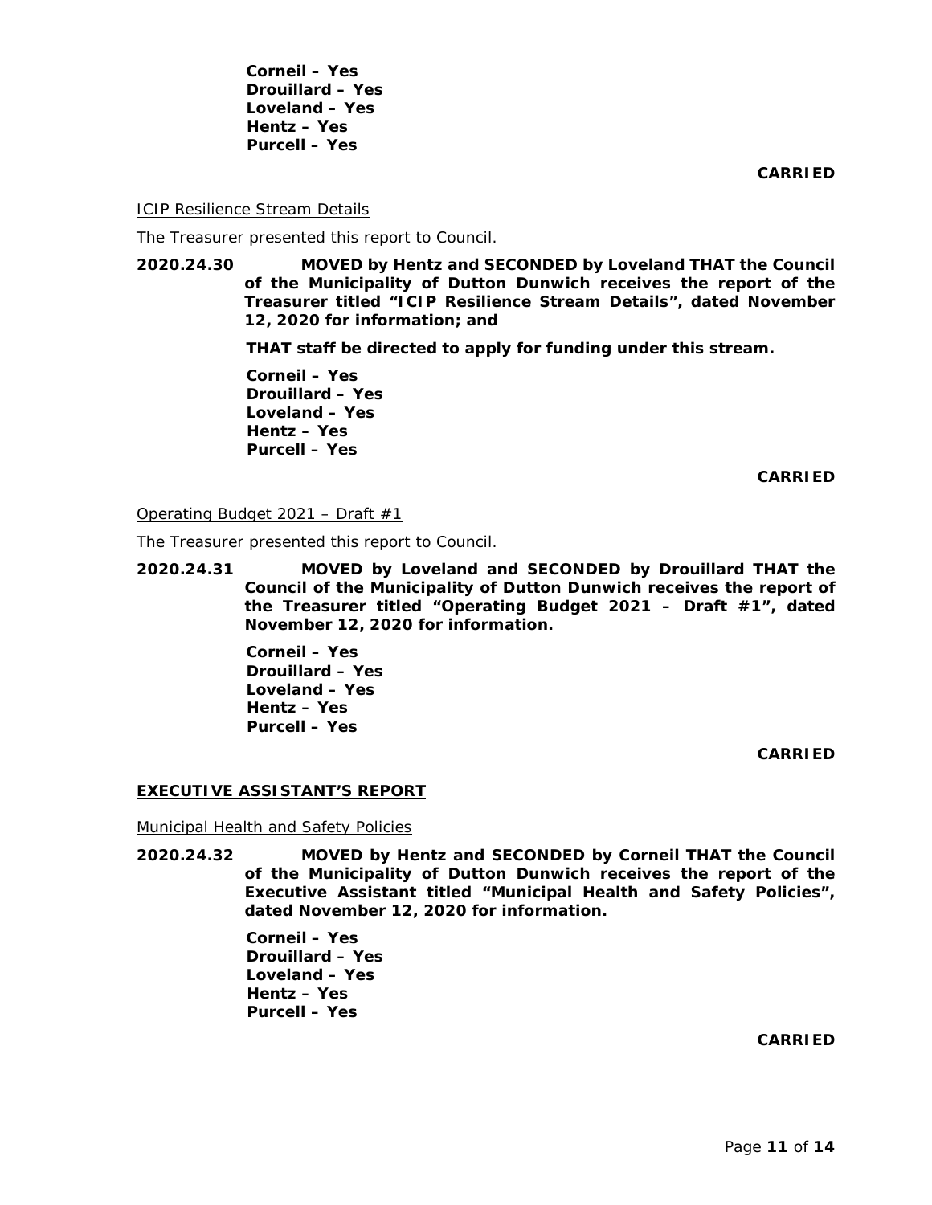**Corneil – Yes**
**Drouillard – Yes**
**Loveland – Yes**
**Hentz – Yes**
**Purcell – Yes**

**CARRIED**

ICIP Resilience Stream Details

The Treasurer presented this report to Council.

**2020.24.30 MOVED by Hentz and SECONDED by Loveland THAT the Council of the Municipality of Dutton Dunwich receives the report of the Treasurer titled "ICIP Resilience Stream Details", dated November 12, 2020 for information; and**

**THAT staff be directed to apply for funding under this stream.**

**Corneil – Yes**
**Drouillard – Yes**
**Loveland – Yes**
**Hentz – Yes**
**Purcell – Yes**

**CARRIED**

Operating Budget 2021 – Draft #1

The Treasurer presented this report to Council.

**2020.24.31 MOVED by Loveland and SECONDED by Drouillard THAT the Council of the Municipality of Dutton Dunwich receives the report of the Treasurer titled "Operating Budget 2021 – Draft #1", dated November 12, 2020 for information.**

**Corneil – Yes**
**Drouillard – Yes**
**Loveland – Yes**
**Hentz – Yes**
**Purcell – Yes**

**CARRIED**

## EXECUTIVE ASSISTANT'S REPORT

Municipal Health and Safety Policies

**2020.24.32 MOVED by Hentz and SECONDED by Corneil THAT the Council of the Municipality of Dutton Dunwich receives the report of the Executive Assistant titled "Municipal Health and Safety Policies", dated November 12, 2020 for information.**

**Corneil – Yes**
**Drouillard – Yes**
**Loveland – Yes**
**Hentz – Yes**
**Purcell – Yes**

**CARRIED**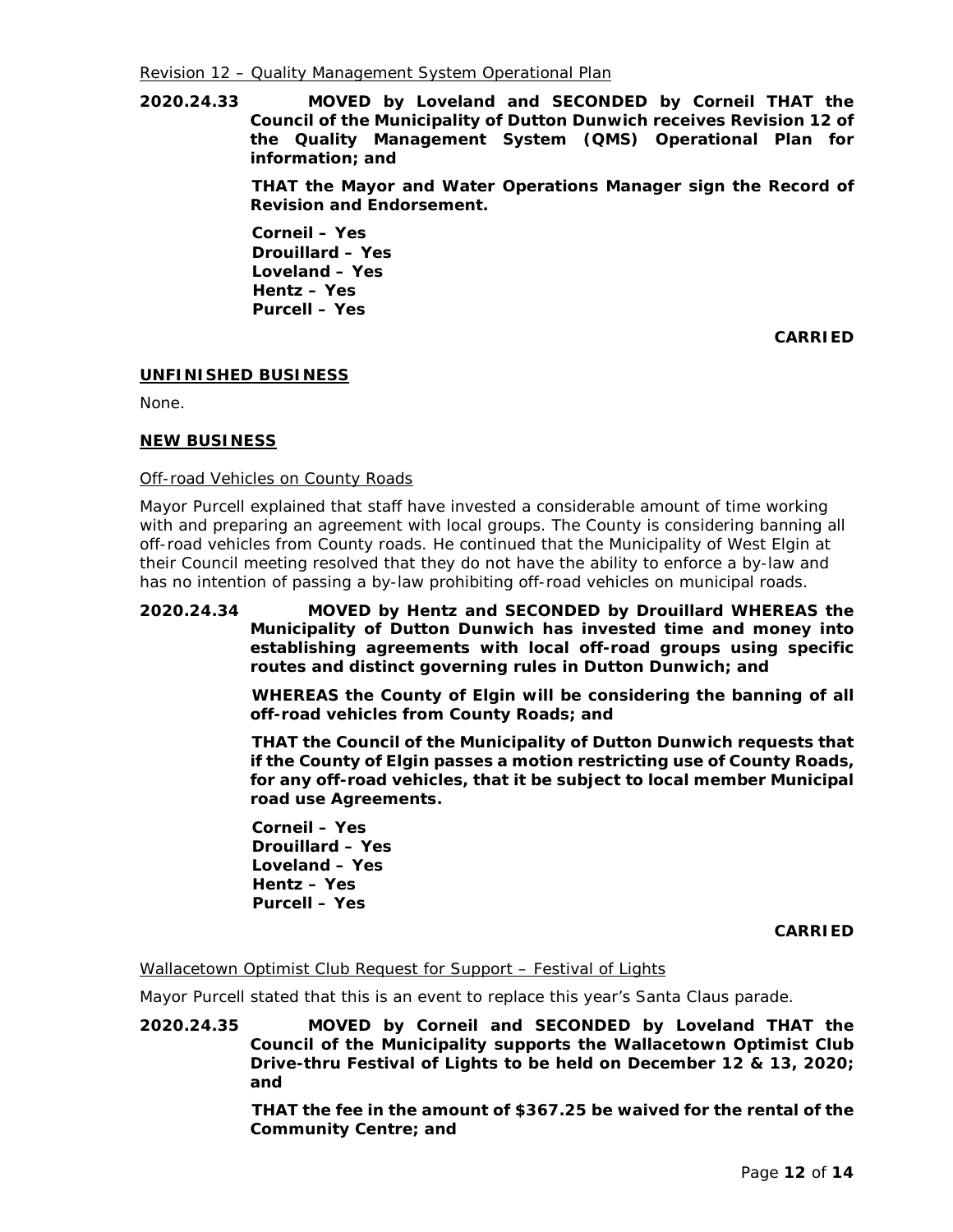Revision 12 – Quality Management System Operational Plan

**2020.24.33 MOVED by Loveland and SECONDED by Corneil THAT the Council of the Municipality of Dutton Dunwich receives Revision 12 of the Quality Management System (QMS) Operational Plan for information; and**

**THAT the Mayor and Water Operations Manager sign the Record of Revision and Endorsement.**

**Corneil – Yes**
**Drouillard – Yes**
**Loveland – Yes**
**Hentz – Yes**
**Purcell – Yes**

**CARRIED**

## UNFINISHED BUSINESS

None.

## NEW BUSINESS

Off-road Vehicles on County Roads

Mayor Purcell explained that staff have invested a considerable amount of time working with and preparing an agreement with local groups. The County is considering banning all off-road vehicles from County roads. He continued that the Municipality of West Elgin at their Council meeting resolved that they do not have the ability to enforce a by-law and has no intention of passing a by-law prohibiting off-road vehicles on municipal roads.

**2020.24.34 MOVED by Hentz and SECONDED by Drouillard WHEREAS the Municipality of Dutton Dunwich has invested time and money into establishing agreements with local off-road groups using specific routes and distinct governing rules in Dutton Dunwich; and**

**WHEREAS the County of Elgin will be considering the banning of all off-road vehicles from County Roads; and**

**THAT the Council of the Municipality of Dutton Dunwich requests that if the County of Elgin passes a motion restricting use of County Roads, for any off-road vehicles, that it be subject to local member Municipal road use Agreements.**

**Corneil – Yes**
**Drouillard – Yes**
**Loveland – Yes**
**Hentz – Yes**
**Purcell – Yes**

**CARRIED**

Wallacetown Optimist Club Request for Support – Festival of Lights

Mayor Purcell stated that this is an event to replace this year's Santa Claus parade.

**2020.24.35 MOVED by Corneil and SECONDED by Loveland THAT the Council of the Municipality supports the Wallacetown Optimist Club Drive-thru Festival of Lights to be held on December 12 & 13, 2020; and**

**THAT the fee in the amount of $367.25 be waived for the rental of the Community Centre; and**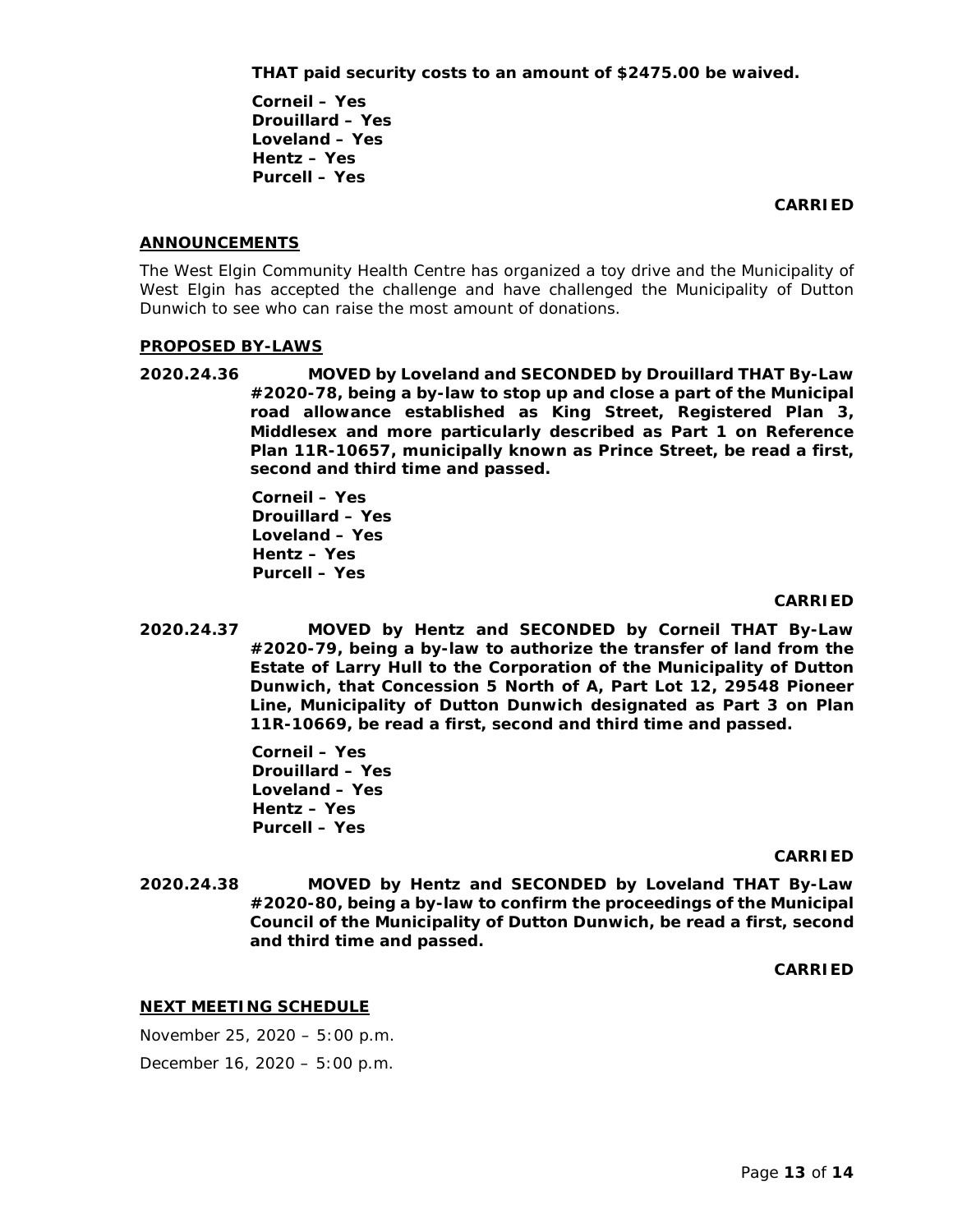**THAT paid security costs to an amount of $2475.00 be waived.**

**Corneil – Yes**
**Drouillard – Yes**
**Loveland – Yes**
**Hentz – Yes**
**Purcell – Yes**

**CARRIED**

## ANNOUNCEMENTS

The West Elgin Community Health Centre has organized a toy drive and the Municipality of West Elgin has accepted the challenge and have challenged the Municipality of Dutton Dunwich to see who can raise the most amount of donations.

## PROPOSED BY-LAWS

**2020.24.36 MOVED by Loveland and SECONDED by Drouillard THAT By-Law #2020-78, being a by-law to stop up and close a part of the Municipal road allowance established as King Street, Registered Plan 3, Middlesex and more particularly described as Part 1 on Reference Plan 11R-10657, municipally known as Prince Street, be read a first, second and third time and passed.**

**Corneil – Yes**
**Drouillard – Yes**
**Loveland – Yes**
**Hentz – Yes**
**Purcell – Yes**

**CARRIED**

**2020.24.37 MOVED by Hentz and SECONDED by Corneil THAT By-Law #2020-79, being a by-law to authorize the transfer of land from the Estate of Larry Hull to the Corporation of the Municipality of Dutton Dunwich, that Concession 5 North of A, Part Lot 12, 29548 Pioneer Line, Municipality of Dutton Dunwich designated as Part 3 on Plan 11R-10669, be read a first, second and third time and passed.**

**Corneil – Yes**
**Drouillard – Yes**
**Loveland – Yes**
**Hentz – Yes**
**Purcell – Yes**

**CARRIED**

**2020.24.38 MOVED by Hentz and SECONDED by Loveland THAT By-Law #2020-80, being a by-law to confirm the proceedings of the Municipal Council of the Municipality of Dutton Dunwich, be read a first, second and third time and passed.**

**CARRIED**

## NEXT MEETING SCHEDULE

November 25, 2020 – 5:00 p.m.

December 16, 2020 – 5:00 p.m.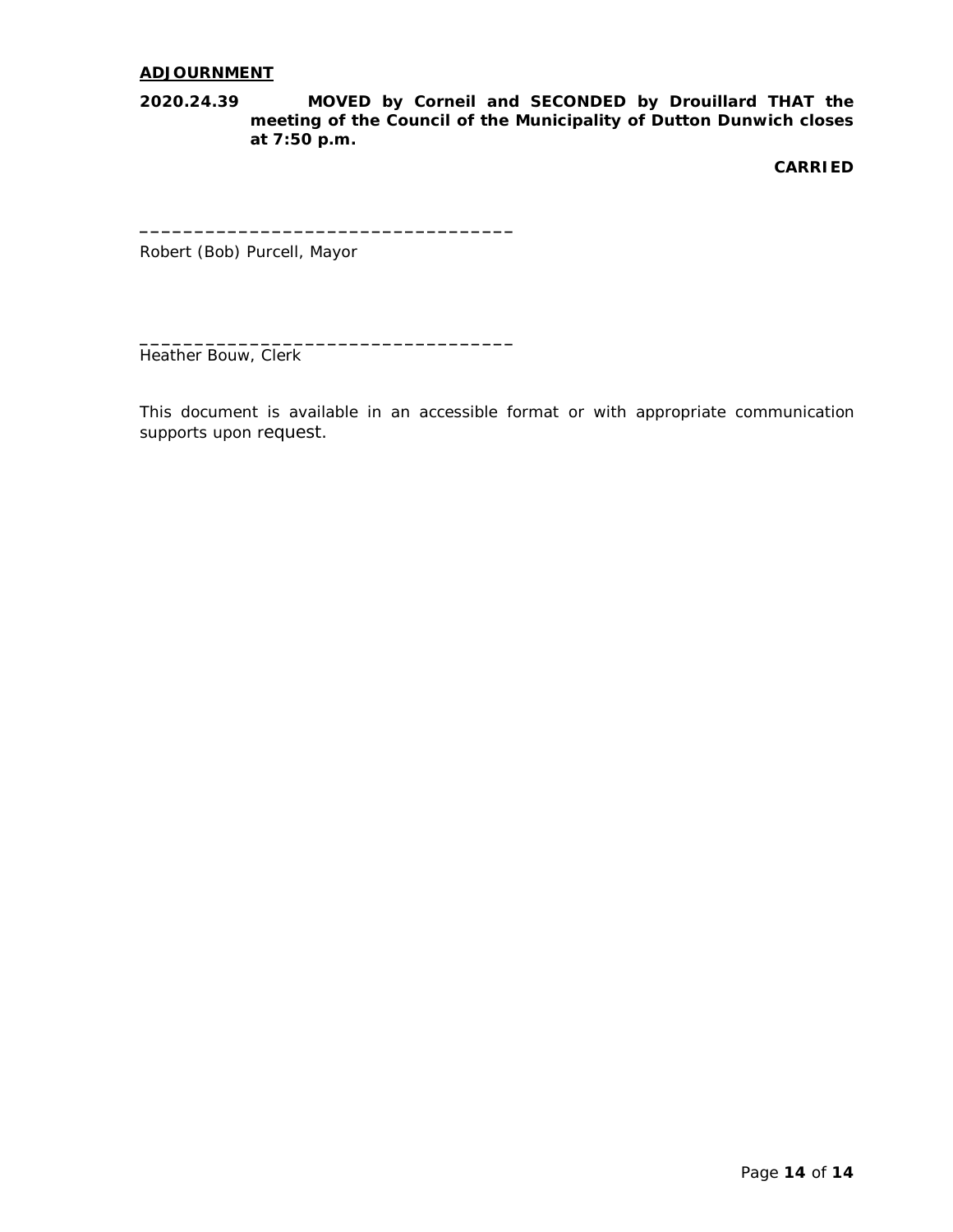**ADJOURNMENT**

**2020.24.39 MOVED by Corneil and SECONDED by Drouillard THAT the meeting of the Council of the Municipality of Dutton Dunwich closes at 7:50 p.m.**

**CARRIED**

___________________________________
Robert (Bob) Purcell, Mayor

___________________________________
Heather Bouw, Clerk

This document is available in an accessible format or with appropriate communication supports upon request.